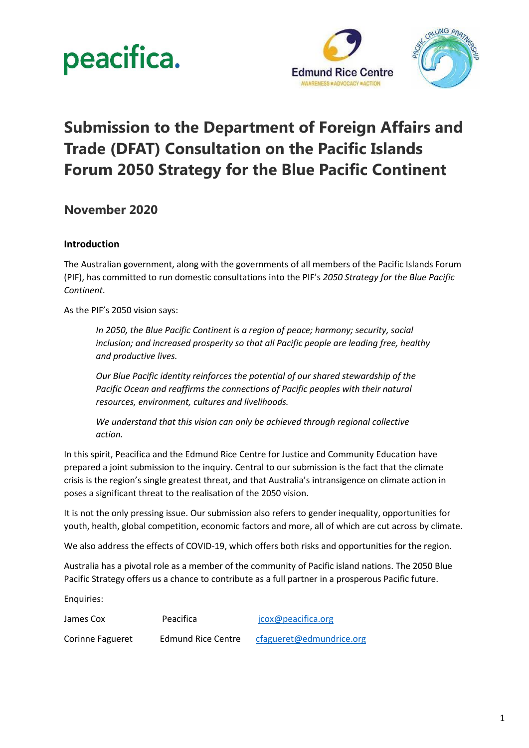# Submission to the Department of Foreign Affairs and Trade (DFAT) Consultation on the Pacific Islands Forum 2050 Strategy for the Blue Pacific Continent

## November 2020

**Introduction**

The Australian government, along with the governments of all members of the Pacific Islands Forum (PIF), has committed to run domestic consultations into the PIF's *2050 Strategy for the Blue Pacific Continent*.

As the PIF's 2050 vision says:

> *In 2050, the Blue Pacific Continent is a region of peace; harmony; security, social inclusion; and increased prosperity so that all Pacific people are leading free, healthy and productive lives.*
>
> *Our Blue Pacific identity reinforces the potential of our shared stewardship of the Pacific Ocean and reaffirms the connections of Pacific peoples with their natural resources, environment, cultures and livelihoods.*
>
> *We understand that this vision can only be achieved through regional collective action.*

In this spirit, Peacifica and the Edmund Rice Centre for Justice and Community Education have prepared a joint submission to the inquiry. Central to our submission is the fact that the climate crisis is the region's single greatest threat, and that Australia's intransigence on climate action in poses a significant threat to the realisation of the 2050 vision.

It is not the only pressing issue. Our submission also refers to gender inequality, opportunities for youth, health, global competition, economic factors and more, all of which are cut across by climate.

We also address the effects of COVID-19, which offers both risks and opportunities for the region.

Australia has a pivotal role as a member of the community of Pacific island nations. The 2050 Blue Pacific Strategy offers us a chance to contribute as a full partner in a prosperous Pacific future.

Enquiries:

| | | |
|---|---|---|
| James Cox | Peacifica | jcox@peacifica.org |
| Corinne Fagueret | Edmund Rice Centre | cfagueret@edmundrice.org |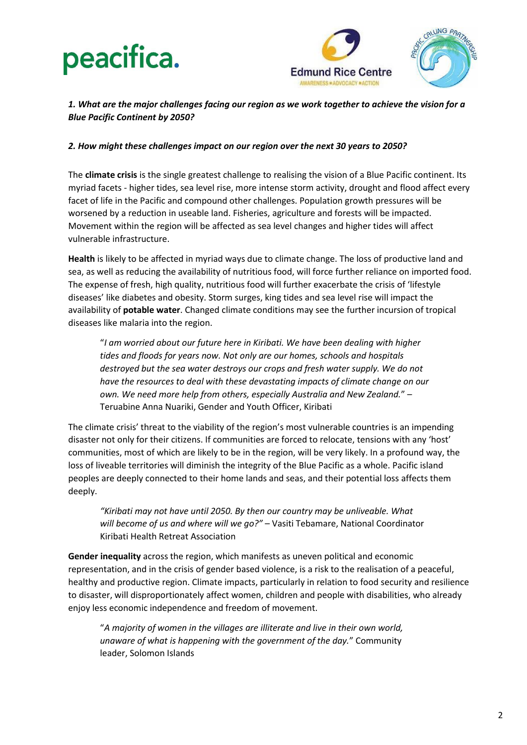***1. What are the major challenges facing our region as we work together to achieve the vision for a Blue Pacific Continent by 2050?***

***2. How might these challenges impact on our region over the next 30 years to 2050?***

The **climate crisis** is the single greatest challenge to realising the vision of a Blue Pacific continent. Its myriad facets - higher tides, sea level rise, more intense storm activity, drought and flood affect every facet of life in the Pacific and compound other challenges. Population growth pressures will be worsened by a reduction in useable land. Fisheries, agriculture and forests will be impacted. Movement within the region will be affected as sea level changes and higher tides will affect vulnerable infrastructure.

**Health** is likely to be affected in myriad ways due to climate change. The loss of productive land and sea, as well as reducing the availability of nutritious food, will force further reliance on imported food. The expense of fresh, high quality, nutritious food will further exacerbate the crisis of 'lifestyle diseases' like diabetes and obesity. Storm surges, king tides and sea level rise will impact the availability of **potable water**. Changed climate conditions may see the further incursion of tropical diseases like malaria into the region.

> "*I am worried about our future here in Kiribati. We have been dealing with higher tides and floods for years now. Not only are our homes, schools and hospitals destroyed but the sea water destroys our crops and fresh water supply. We do not have the resources to deal with these devastating impacts of climate change on our own. We need more help from others, especially Australia and New Zealand.*" – Teruabine Anna Nuariki, Gender and Youth Officer, Kiribati

The climate crisis' threat to the viability of the region's most vulnerable countries is an impending disaster not only for their citizens. If communities are forced to relocate, tensions with any 'host' communities, most of which are likely to be in the region, will be very likely. In a profound way, the loss of liveable territories will diminish the integrity of the Blue Pacific as a whole. Pacific island peoples are deeply connected to their home lands and seas, and their potential loss affects them deeply.

> *"Kiribati may not have until 2050. By then our country may be unliveable. What will become of us and where will we go?"* – Vasiti Tebamare, National Coordinator Kiribati Health Retreat Association

**Gender inequality** across the region, which manifests as uneven political and economic representation, and in the crisis of gender based violence, is a risk to the realisation of a peaceful, healthy and productive region. Climate impacts, particularly in relation to food security and resilience to disaster, will disproportionately affect women, children and people with disabilities, who already enjoy less economic independence and freedom of movement.

> "*A majority of women in the villages are illiterate and live in their own world, unaware of what is happening with the government of the day.*" Community leader, Solomon Islands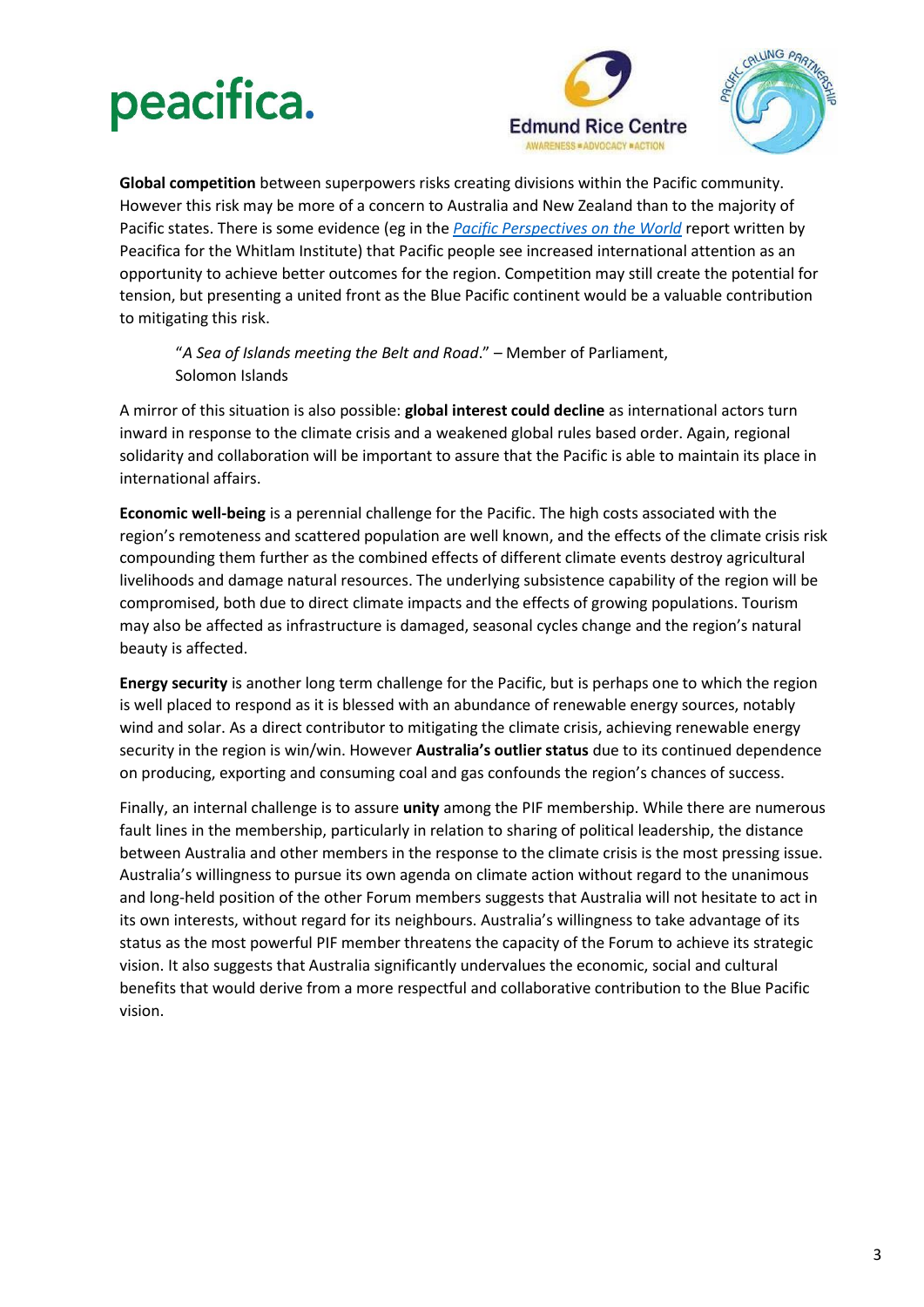**Global competition** between superpowers risks creating divisions within the Pacific community. However this risk may be more of a concern to Australia and New Zealand than to the majority of Pacific states. There is some evidence (eg in the *Pacific Perspectives on the World* report written by Peacifica for the Whitlam Institute) that Pacific people see increased international attention as an opportunity to achieve better outcomes for the region. Competition may still create the potential for tension, but presenting a united front as the Blue Pacific continent would be a valuable contribution to mitigating this risk.

> "*A Sea of Islands meeting the Belt and Road*." – Member of Parliament, Solomon Islands

A mirror of this situation is also possible: **global interest could decline** as international actors turn inward in response to the climate crisis and a weakened global rules based order. Again, regional solidarity and collaboration will be important to assure that the Pacific is able to maintain its place in international affairs.

**Economic well-being** is a perennial challenge for the Pacific. The high costs associated with the region's remoteness and scattered population are well known, and the effects of the climate crisis risk compounding them further as the combined effects of different climate events destroy agricultural livelihoods and damage natural resources. The underlying subsistence capability of the region will be compromised, both due to direct climate impacts and the effects of growing populations. Tourism may also be affected as infrastructure is damaged, seasonal cycles change and the region's natural beauty is affected.

**Energy security** is another long term challenge for the Pacific, but is perhaps one to which the region is well placed to respond as it is blessed with an abundance of renewable energy sources, notably wind and solar. As a direct contributor to mitigating the climate crisis, achieving renewable energy security in the region is win/win. However **Australia's outlier status** due to its continued dependence on producing, exporting and consuming coal and gas confounds the region's chances of success.

Finally, an internal challenge is to assure **unity** among the PIF membership. While there are numerous fault lines in the membership, particularly in relation to sharing of political leadership, the distance between Australia and other members in the response to the climate crisis is the most pressing issue. Australia's willingness to pursue its own agenda on climate action without regard to the unanimous and long-held position of the other Forum members suggests that Australia will not hesitate to act in its own interests, without regard for its neighbours. Australia's willingness to take advantage of its status as the most powerful PIF member threatens the capacity of the Forum to achieve its strategic vision. It also suggests that Australia significantly undervalues the economic, social and cultural benefits that would derive from a more respectful and collaborative contribution to the Blue Pacific vision.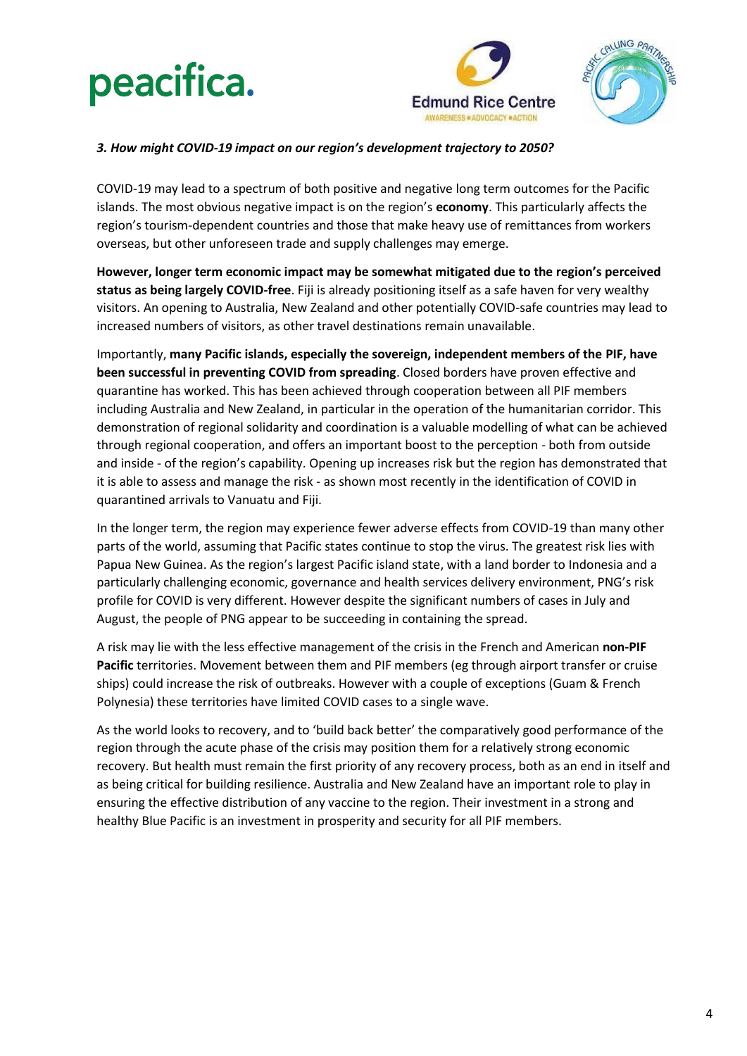### *3. How might COVID-19 impact on our region's development trajectory to 2050?*

COVID-19 may lead to a spectrum of both positive and negative long term outcomes for the Pacific islands. The most obvious negative impact is on the region's **economy**. This particularly affects the region's tourism-dependent countries and those that make heavy use of remittances from workers overseas, but other unforeseen trade and supply challenges may emerge.

**However, longer term economic impact may be somewhat mitigated due to the region's perceived status as being largely COVID-free**. Fiji is already positioning itself as a safe haven for very wealthy visitors. An opening to Australia, New Zealand and other potentially COVID-safe countries may lead to increased numbers of visitors, as other travel destinations remain unavailable.

Importantly, **many Pacific islands, especially the sovereign, independent members of the PIF, have been successful in preventing COVID from spreading**. Closed borders have proven effective and quarantine has worked. This has been achieved through cooperation between all PIF members including Australia and New Zealand, in particular in the operation of the humanitarian corridor. This demonstration of regional solidarity and coordination is a valuable modelling of what can be achieved through regional cooperation, and offers an important boost to the perception - both from outside and inside - of the region's capability. Opening up increases risk but the region has demonstrated that it is able to assess and manage the risk - as shown most recently in the identification of COVID in quarantined arrivals to Vanuatu and Fiji.

In the longer term, the region may experience fewer adverse effects from COVID-19 than many other parts of the world, assuming that Pacific states continue to stop the virus. The greatest risk lies with Papua New Guinea. As the region's largest Pacific island state, with a land border to Indonesia and a particularly challenging economic, governance and health services delivery environment, PNG's risk profile for COVID is very different. However despite the significant numbers of cases in July and August, the people of PNG appear to be succeeding in containing the spread.

A risk may lie with the less effective management of the crisis in the French and American **non-PIF Pacific** territories. Movement between them and PIF members (eg through airport transfer or cruise ships) could increase the risk of outbreaks. However with a couple of exceptions (Guam & French Polynesia) these territories have limited COVID cases to a single wave.

As the world looks to recovery, and to 'build back better' the comparatively good performance of the region through the acute phase of the crisis may position them for a relatively strong economic recovery. But health must remain the first priority of any recovery process, both as an end in itself and as being critical for building resilience. Australia and New Zealand have an important role to play in ensuring the effective distribution of any vaccine to the region. Their investment in a strong and healthy Blue Pacific is an investment in prosperity and security for all PIF members.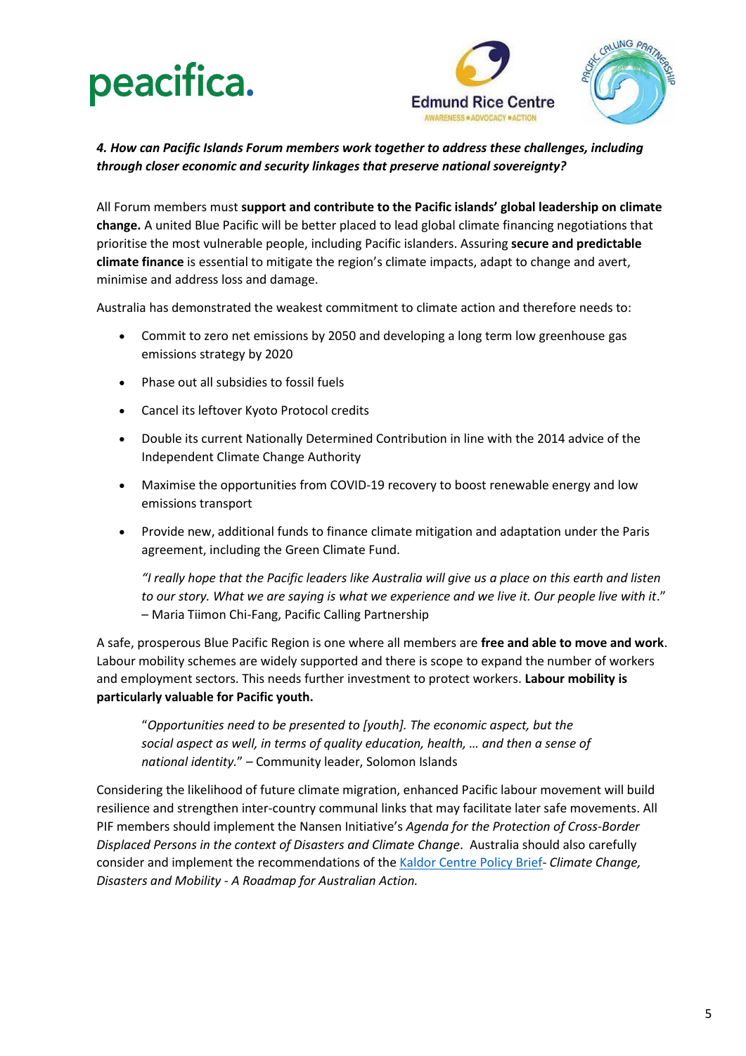***4. How can Pacific Islands Forum members work together to address these challenges, including through closer economic and security linkages that preserve national sovereignty?***

All Forum members must **support and contribute to the Pacific islands' global leadership on climate change.** A united Blue Pacific will be better placed to lead global climate financing negotiations that prioritise the most vulnerable people, including Pacific islanders. Assuring **secure and predictable climate finance** is essential to mitigate the region's climate impacts, adapt to change and avert, minimise and address loss and damage.

Australia has demonstrated the weakest commitment to climate action and therefore needs to:

- Commit to zero net emissions by 2050 and developing a long term low greenhouse gas emissions strategy by 2020
- Phase out all subsidies to fossil fuels
- Cancel its leftover Kyoto Protocol credits
- Double its current Nationally Determined Contribution in line with the 2014 advice of the Independent Climate Change Authority
- Maximise the opportunities from COVID-19 recovery to boost renewable energy and low emissions transport
- Provide new, additional funds to finance climate mitigation and adaptation under the Paris agreement, including the Green Climate Fund.

> *"I really hope that the Pacific leaders like Australia will give us a place on this earth and listen to our story. What we are saying is what we experience and we live it. Our people live with it*." – Maria Tiimon Chi-Fang, Pacific Calling Partnership

A safe, prosperous Blue Pacific Region is one where all members are **free and able to move and work**. Labour mobility schemes are widely supported and there is scope to expand the number of workers and employment sectors. This needs further investment to protect workers. **Labour mobility is particularly valuable for Pacific youth.**

> "*Opportunities need to be presented to [youth]. The economic aspect, but the social aspect as well, in terms of quality education, health, … and then a sense of national identity.*" – Community leader, Solomon Islands

Considering the likelihood of future climate migration, enhanced Pacific labour movement will build resilience and strengthen inter-country communal links that may facilitate later safe movements. All PIF members should implement the Nansen Initiative's *Agenda for the Protection of Cross-Border Displaced Persons in the context of Disasters and Climate Change*. Australia should also carefully consider and implement the recommendations of the Kaldor Centre Policy Brief- *Climate Change, Disasters and Mobility - A Roadmap for Australian Action.*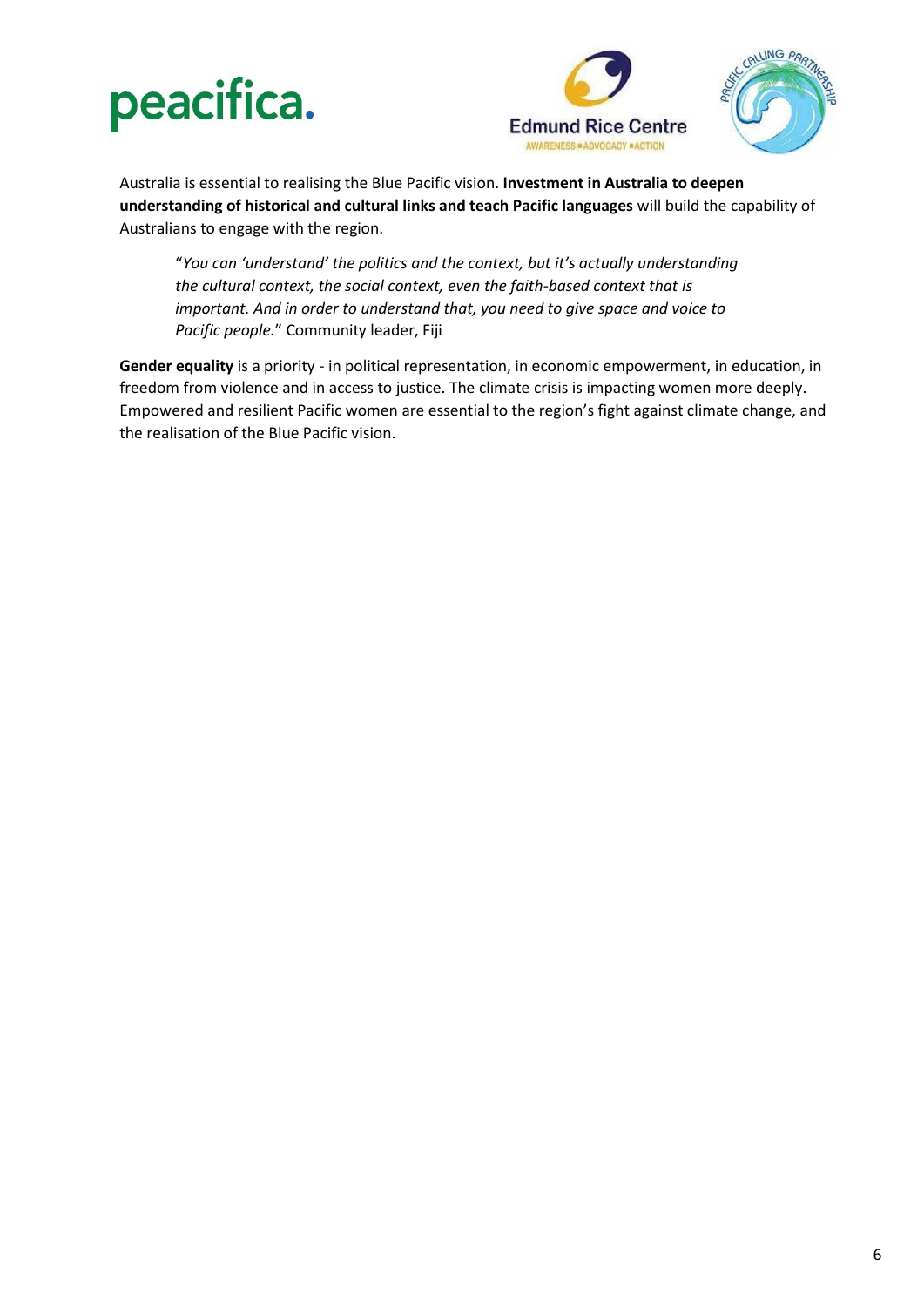Australia is essential to realising the Blue Pacific vision. **Investment in Australia to deepen understanding of historical and cultural links and teach Pacific languages** will build the capability of Australians to engage with the region.

> "*You can 'understand' the politics and the context, but it's actually understanding the cultural context, the social context, even the faith-based context that is important. And in order to understand that, you need to give space and voice to Pacific people.*" Community leader, Fiji

**Gender equality** is a priority - in political representation, in economic empowerment, in education, in freedom from violence and in access to justice. The climate crisis is impacting women more deeply. Empowered and resilient Pacific women are essential to the region's fight against climate change, and the realisation of the Blue Pacific vision.